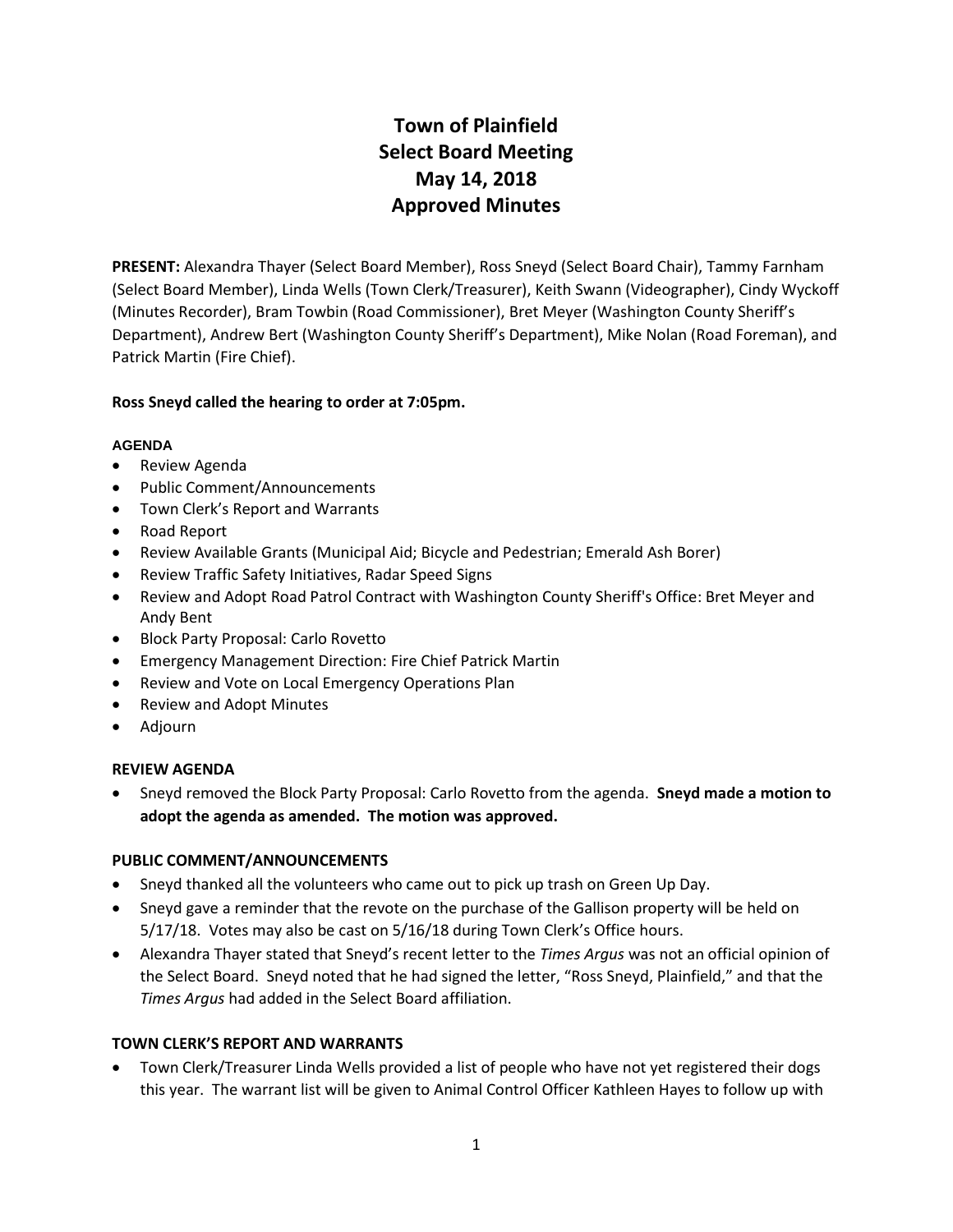# Town of Plainfield
# Select Board Meeting
# May 14, 2018
# Approved Minutes

**PRESENT:** Alexandra Thayer (Select Board Member), Ross Sneyd (Select Board Chair), Tammy Farnham (Select Board Member), Linda Wells (Town Clerk/Treasurer), Keith Swann (Videographer), Cindy Wyckoff (Minutes Recorder), Bram Towbin (Road Commissioner), Bret Meyer (Washington County Sheriff's Department), Andrew Bert (Washington County Sheriff's Department), Mike Nolan (Road Foreman), and Patrick Martin (Fire Chief).

**Ross Sneyd called the hearing to order at 7:05pm.**

**AGENDA**

- Review Agenda
- Public Comment/Announcements
- Town Clerk's Report and Warrants
- Road Report
- Review Available Grants (Municipal Aid; Bicycle and Pedestrian; Emerald Ash Borer)
- Review Traffic Safety Initiatives, Radar Speed Signs
- Review and Adopt Road Patrol Contract with Washington County Sheriff's Office: Bret Meyer and Andy Bent
- Block Party Proposal: Carlo Rovetto
- Emergency Management Direction: Fire Chief Patrick Martin
- Review and Vote on Local Emergency Operations Plan
- Review and Adopt Minutes
- Adjourn

**REVIEW AGENDA**

- Sneyd removed the Block Party Proposal: Carlo Rovetto from the agenda. **Sneyd made a motion to adopt the agenda as amended. The motion was approved.**

**PUBLIC COMMENT/ANNOUNCEMENTS**

- Sneyd thanked all the volunteers who came out to pick up trash on Green Up Day.
- Sneyd gave a reminder that the revote on the purchase of the Gallison property will be held on 5/17/18. Votes may also be cast on 5/16/18 during Town Clerk's Office hours.
- Alexandra Thayer stated that Sneyd's recent letter to the *Times Argus* was not an official opinion of the Select Board. Sneyd noted that he had signed the letter, "Ross Sneyd, Plainfield," and that the *Times Argus* had added in the Select Board affiliation.

**TOWN CLERK'S REPORT AND WARRANTS**

- Town Clerk/Treasurer Linda Wells provided a list of people who have not yet registered their dogs this year. The warrant list will be given to Animal Control Officer Kathleen Hayes to follow up with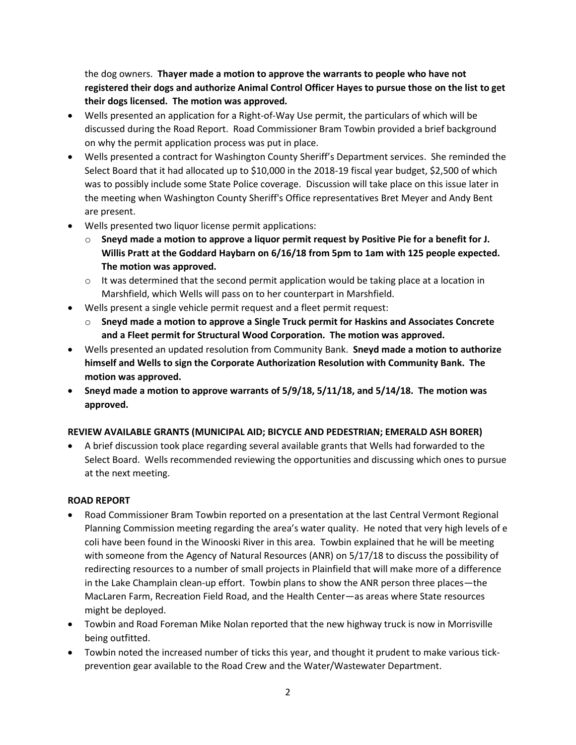the dog owners. **Thayer made a motion to approve the warrants to people who have not registered their dogs and authorize Animal Control Officer Hayes to pursue those on the list to get their dogs licensed. The motion was approved.**

- Wells presented an application for a Right-of-Way Use permit, the particulars of which will be discussed during the Road Report. Road Commissioner Bram Towbin provided a brief background on why the permit application process was put in place.
- Wells presented a contract for Washington County Sheriff's Department services. She reminded the Select Board that it had allocated up to $10,000 in the 2018-19 fiscal year budget, $2,500 of which was to possibly include some State Police coverage. Discussion will take place on this issue later in the meeting when Washington County Sheriff's Office representatives Bret Meyer and Andy Bent are present.
- Wells presented two liquor license permit applications:
  - **Sneyd made a motion to approve a liquor permit request by Positive Pie for a benefit for J. Willis Pratt at the Goddard Haybarn on 6/16/18 from 5pm to 1am with 125 people expected. The motion was approved.**
  - It was determined that the second permit application would be taking place at a location in Marshfield, which Wells will pass on to her counterpart in Marshfield.
- Wells present a single vehicle permit request and a fleet permit request:
  - **Sneyd made a motion to approve a Single Truck permit for Haskins and Associates Concrete and a Fleet permit for Structural Wood Corporation. The motion was approved.**
- Wells presented an updated resolution from Community Bank. **Sneyd made a motion to authorize himself and Wells to sign the Corporate Authorization Resolution with Community Bank. The motion was approved.**
- **Sneyd made a motion to approve warrants of 5/9/18, 5/11/18, and 5/14/18. The motion was approved.**

**REVIEW AVAILABLE GRANTS (MUNICIPAL AID; BICYCLE AND PEDESTRIAN; EMERALD ASH BORER)**

- A brief discussion took place regarding several available grants that Wells had forwarded to the Select Board. Wells recommended reviewing the opportunities and discussing which ones to pursue at the next meeting.

**ROAD REPORT**

- Road Commissioner Bram Towbin reported on a presentation at the last Central Vermont Regional Planning Commission meeting regarding the area's water quality. He noted that very high levels of e coli have been found in the Winooski River in this area. Towbin explained that he will be meeting with someone from the Agency of Natural Resources (ANR) on 5/17/18 to discuss the possibility of redirecting resources to a number of small projects in Plainfield that will make more of a difference in the Lake Champlain clean-up effort. Towbin plans to show the ANR person three places—the MacLaren Farm, Recreation Field Road, and the Health Center—as areas where State resources might be deployed.
- Towbin and Road Foreman Mike Nolan reported that the new highway truck is now in Morrisville being outfitted.
- Towbin noted the increased number of ticks this year, and thought it prudent to make various tick-prevention gear available to the Road Crew and the Water/Wastewater Department.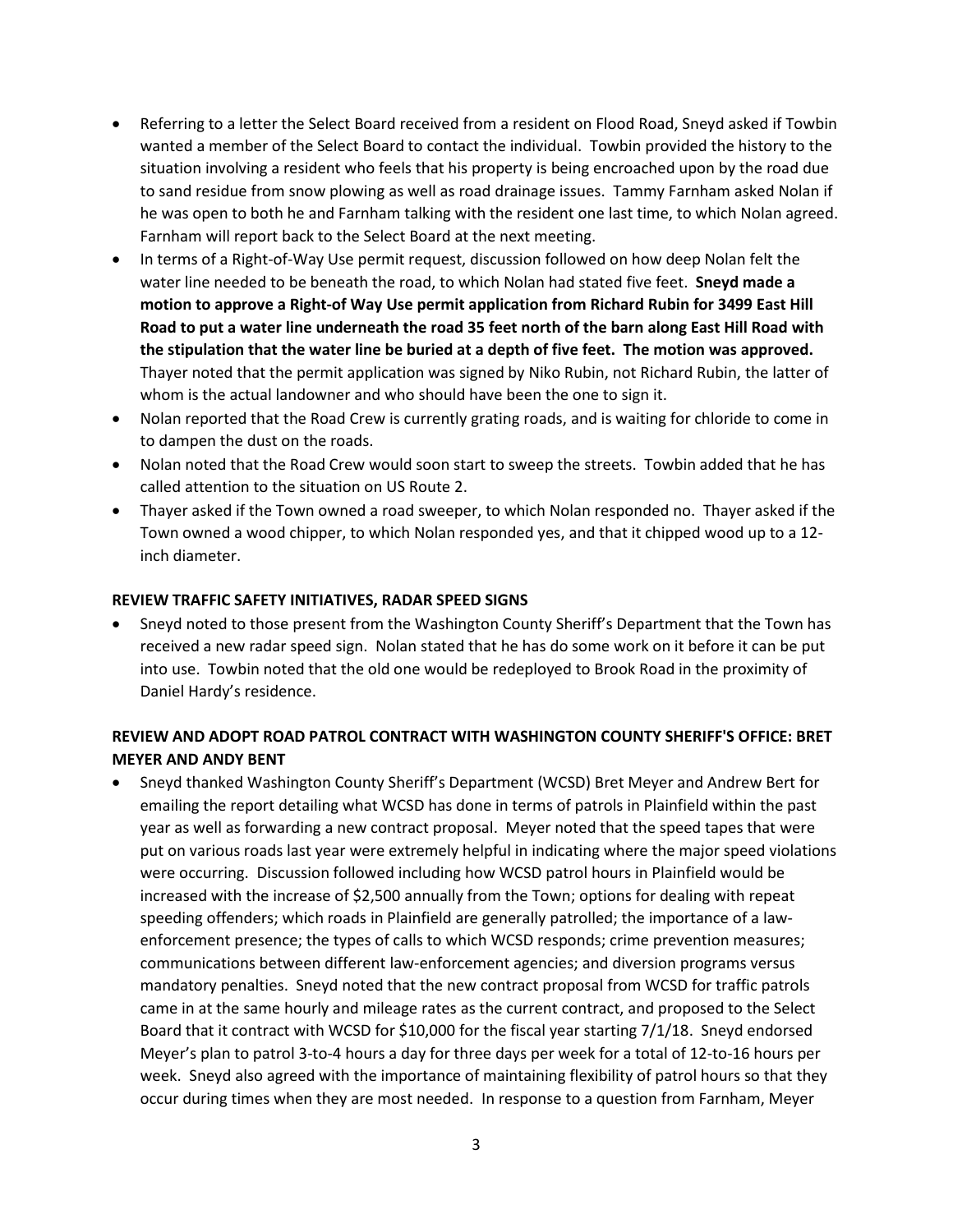- Referring to a letter the Select Board received from a resident on Flood Road, Sneyd asked if Towbin wanted a member of the Select Board to contact the individual. Towbin provided the history to the situation involving a resident who feels that his property is being encroached upon by the road due to sand residue from snow plowing as well as road drainage issues. Tammy Farnham asked Nolan if he was open to both he and Farnham talking with the resident one last time, to which Nolan agreed. Farnham will report back to the Select Board at the next meeting.
- In terms of a Right-of-Way Use permit request, discussion followed on how deep Nolan felt the water line needed to be beneath the road, to which Nolan had stated five feet. **Sneyd made a motion to approve a Right-of Way Use permit application from Richard Rubin for 3499 East Hill Road to put a water line underneath the road 35 feet north of the barn along East Hill Road with the stipulation that the water line be buried at a depth of five feet. The motion was approved.** Thayer noted that the permit application was signed by Niko Rubin, not Richard Rubin, the latter of whom is the actual landowner and who should have been the one to sign it.
- Nolan reported that the Road Crew is currently grating roads, and is waiting for chloride to come in to dampen the dust on the roads.
- Nolan noted that the Road Crew would soon start to sweep the streets. Towbin added that he has called attention to the situation on US Route 2.
- Thayer asked if the Town owned a road sweeper, to which Nolan responded no. Thayer asked if the Town owned a wood chipper, to which Nolan responded yes, and that it chipped wood up to a 12-inch diameter.

**REVIEW TRAFFIC SAFETY INITIATIVES, RADAR SPEED SIGNS**

- Sneyd noted to those present from the Washington County Sheriff's Department that the Town has received a new radar speed sign. Nolan stated that he has do some work on it before it can be put into use. Towbin noted that the old one would be redeployed to Brook Road in the proximity of Daniel Hardy's residence.

**REVIEW AND ADOPT ROAD PATROL CONTRACT WITH WASHINGTON COUNTY SHERIFF'S OFFICE: BRET MEYER AND ANDY BENT**

- Sneyd thanked Washington County Sheriff's Department (WCSD) Bret Meyer and Andrew Bert for emailing the report detailing what WCSD has done in terms of patrols in Plainfield within the past year as well as forwarding a new contract proposal. Meyer noted that the speed tapes that were put on various roads last year were extremely helpful in indicating where the major speed violations were occurring. Discussion followed including how WCSD patrol hours in Plainfield would be increased with the increase of $2,500 annually from the Town; options for dealing with repeat speeding offenders; which roads in Plainfield are generally patrolled; the importance of a law-enforcement presence; the types of calls to which WCSD responds; crime prevention measures; communications between different law-enforcement agencies; and diversion programs versus mandatory penalties. Sneyd noted that the new contract proposal from WCSD for traffic patrols came in at the same hourly and mileage rates as the current contract, and proposed to the Select Board that it contract with WCSD for $10,000 for the fiscal year starting 7/1/18. Sneyd endorsed Meyer's plan to patrol 3-to-4 hours a day for three days per week for a total of 12-to-16 hours per week. Sneyd also agreed with the importance of maintaining flexibility of patrol hours so that they occur during times when they are most needed. In response to a question from Farnham, Meyer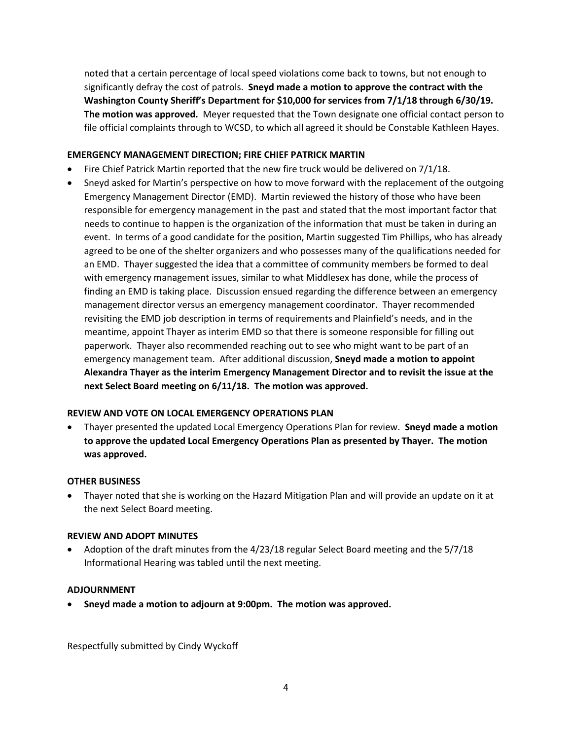noted that a certain percentage of local speed violations come back to towns, but not enough to significantly defray the cost of patrols. **Sneyd made a motion to approve the contract with the Washington County Sheriff's Department for $10,000 for services from 7/1/18 through 6/30/19. The motion was approved.** Meyer requested that the Town designate one official contact person to file official complaints through to WCSD, to which all agreed it should be Constable Kathleen Hayes.

**EMERGENCY MANAGEMENT DIRECTION; FIRE CHIEF PATRICK MARTIN**

- Fire Chief Patrick Martin reported that the new fire truck would be delivered on 7/1/18.
- Sneyd asked for Martin's perspective on how to move forward with the replacement of the outgoing Emergency Management Director (EMD). Martin reviewed the history of those who have been responsible for emergency management in the past and stated that the most important factor that needs to continue to happen is the organization of the information that must be taken in during an event. In terms of a good candidate for the position, Martin suggested Tim Phillips, who has already agreed to be one of the shelter organizers and who possesses many of the qualifications needed for an EMD. Thayer suggested the idea that a committee of community members be formed to deal with emergency management issues, similar to what Middlesex has done, while the process of finding an EMD is taking place. Discussion ensued regarding the difference between an emergency management director versus an emergency management coordinator. Thayer recommended revisiting the EMD job description in terms of requirements and Plainfield's needs, and in the meantime, appoint Thayer as interim EMD so that there is someone responsible for filling out paperwork. Thayer also recommended reaching out to see who might want to be part of an emergency management team. After additional discussion, **Sneyd made a motion to appoint Alexandra Thayer as the interim Emergency Management Director and to revisit the issue at the next Select Board meeting on 6/11/18. The motion was approved.**

**REVIEW AND VOTE ON LOCAL EMERGENCY OPERATIONS PLAN**

- Thayer presented the updated Local Emergency Operations Plan for review. **Sneyd made a motion to approve the updated Local Emergency Operations Plan as presented by Thayer. The motion was approved.**

**OTHER BUSINESS**

- Thayer noted that she is working on the Hazard Mitigation Plan and will provide an update on it at the next Select Board meeting.

**REVIEW AND ADOPT MINUTES**

- Adoption of the draft minutes from the 4/23/18 regular Select Board meeting and the 5/7/18 Informational Hearing was tabled until the next meeting.

**ADJOURNMENT**

- **Sneyd made a motion to adjourn at 9:00pm. The motion was approved.**

Respectfully submitted by Cindy Wyckoff